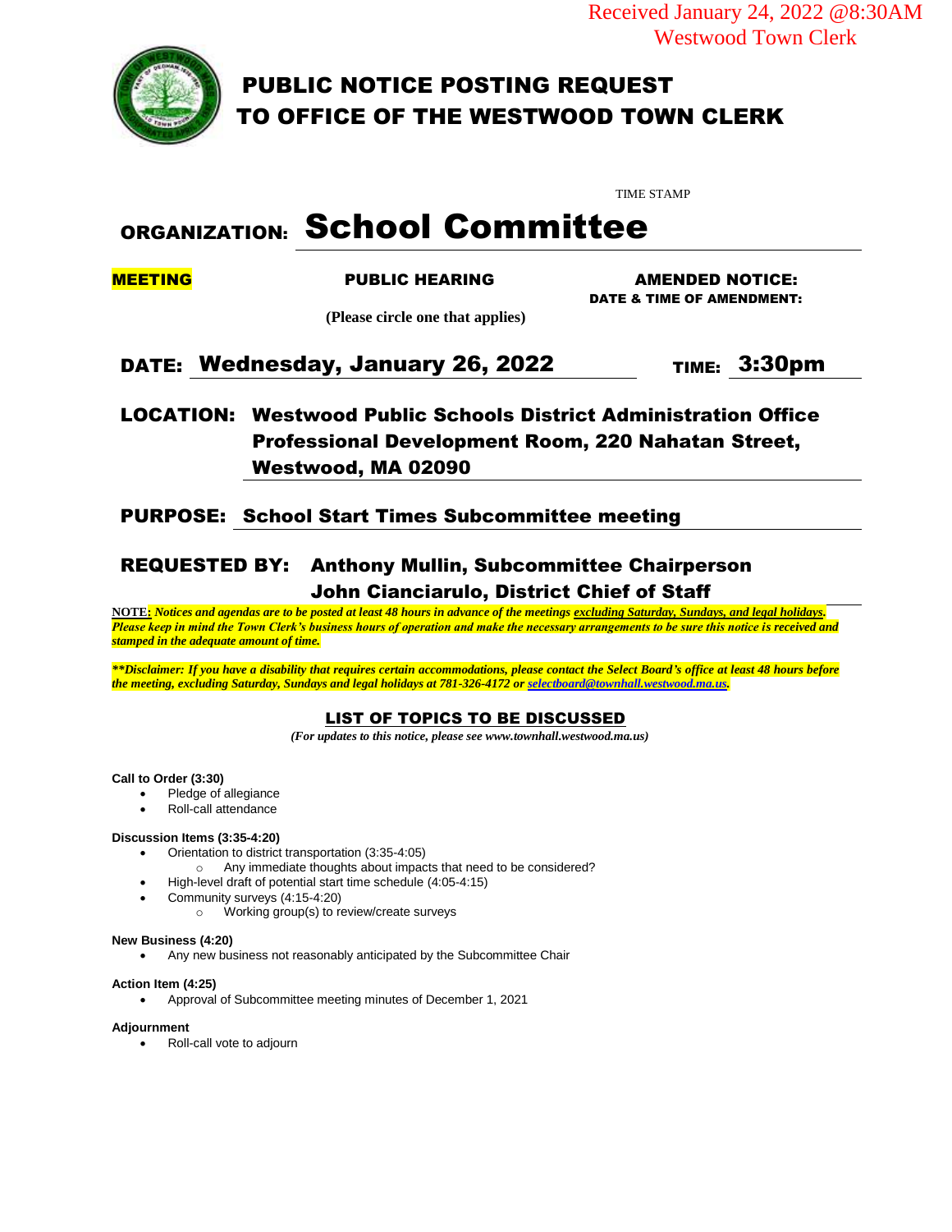Received January 24, 2022 @8:30AM
Westwood Town Clerk

# PUBLIC NOTICE POSTING REQUEST TO OFFICE OF THE WESTWOOD TOWN CLERK

TIME STAMP

**ORGANIZATION:** **School Committee**

**MEETING** **PUBLIC HEARING** **AMENDED NOTICE:**
**DATE & TIME OF AMENDMENT:**

**(Please circle one that applies)**

**DATE:** **Wednesday, January 26, 2022** **TIME:** **3:30pm**

**LOCATION:** **Westwood Public Schools District Administration Office Professional Development Room, 220 Nahatan Street, Westwood, MA 02090**

**PURPOSE:** **School Start Times Subcommittee meeting**

**REQUESTED BY:** **Anthony Mullin, Subcommittee Chairperson**
**John Cianciarulo, District Chief of Staff**

**NOTE:** ***Notices and agendas are to be posted at least 48 hours in advance of the meetings excluding Saturday, Sundays, and legal holidays. Please keep in mind the Town Clerk's business hours of operation and make the necessary arrangements to be sure this notice is received and stamped in the adequate amount of time.***

***\*\*Disclaimer: If you have a disability that requires certain accommodations, please contact the Select Board's office at least 48 hours before the meeting, excluding Saturday, Sundays and legal holidays at 781-326-4172 or selectboard@townhall.westwood.ma.us.***

## LIST OF TOPICS TO BE DISCUSSED

*(For updates to this notice, please see www.townhall.westwood.ma.us)*

**Call to Order (3:30)**
- Pledge of allegiance
- Roll-call attendance

**Discussion Items (3:35-4:20)**
- Orientation to district transportation (3:35-4:05)
  - Any immediate thoughts about impacts that need to be considered?
- High-level draft of potential start time schedule (4:05-4:15)
- Community surveys (4:15-4:20)
  - Working group(s) to review/create surveys

**New Business (4:20)**
- Any new business not reasonably anticipated by the Subcommittee Chair

**Action Item (4:25)**
- Approval of Subcommittee meeting minutes of December 1, 2021

**Adjournment**
- Roll-call vote to adjourn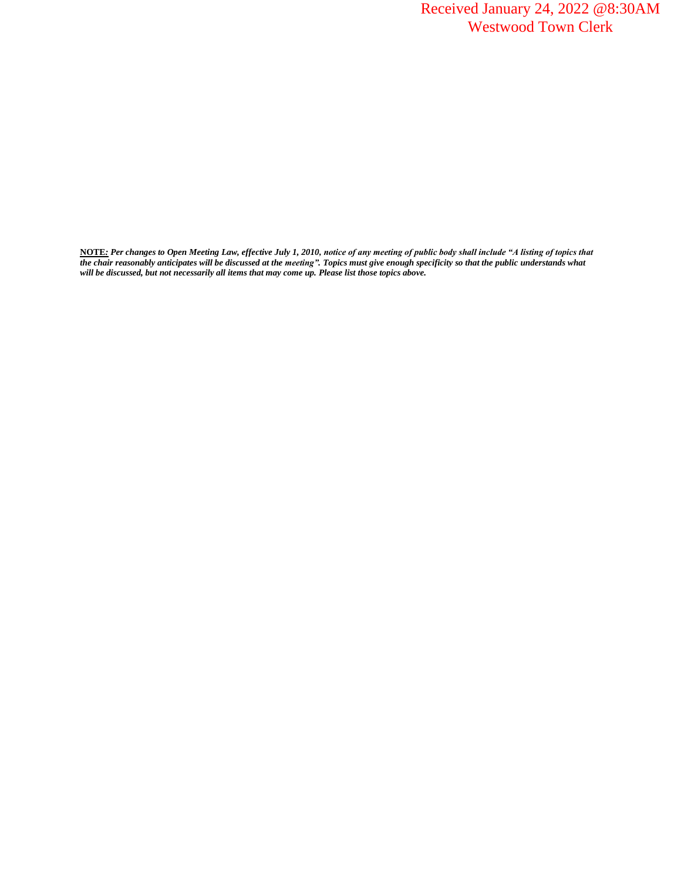Received January 24, 2022 @8:30AM
Westwood Town Clerk

***<u>NOTE:</u>* Per changes to Open Meeting Law, effective July 1, 2010, notice of any meeting of public body shall include "A listing of topics that the chair reasonably anticipates will be discussed at the meeting". Topics must give enough specificity so that the public understands what will be discussed, but not necessarily all items that may come up. Please list those topics above.**